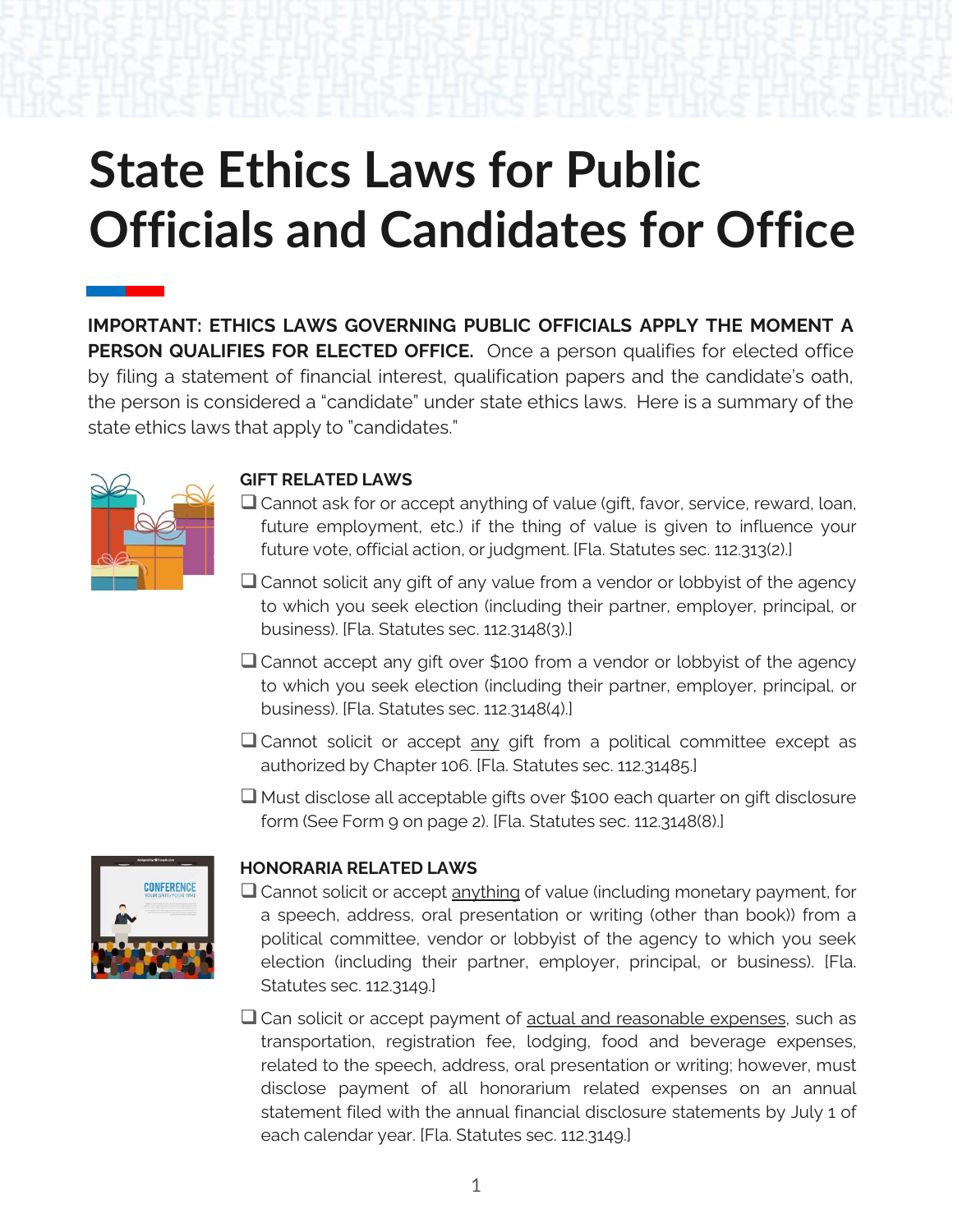# State Ethics Laws for Public Officials and Candidates for Office

**IMPORTANT: ETHICS LAWS GOVERNING PUBLIC OFFICIALS APPLY THE MOMENT A PERSON QUALIFIES FOR ELECTED OFFICE.** Once a person qualifies for elected office by filing a statement of financial interest, qualification papers and the candidate's oath, the person is considered a "candidate" under state ethics laws. Here is a summary of the state ethics laws that apply to "candidates."

### GIFT RELATED LAWS

- ❑ Cannot ask for or accept anything of value (gift, favor, service, reward, loan, future employment, etc.) if the thing of value is given to influence your future vote, official action, or judgment. [Fla. Statutes sec. 112.313(2).]
- ❑ Cannot solicit any gift of any value from a vendor or lobbyist of the agency to which you seek election (including their partner, employer, principal, or business). [Fla. Statutes sec. 112.3148(3).]
- ❑ Cannot accept any gift over $100 from a vendor or lobbyist of the agency to which you seek election (including their partner, employer, principal, or business). [Fla. Statutes sec. 112.3148(4).]
- ❑ Cannot solicit or accept <u>any</u> gift from a political committee except as authorized by Chapter 106. [Fla. Statutes sec. 112.31485.]
- ❑ Must disclose all acceptable gifts over $100 each quarter on gift disclosure form (See Form 9 on page 2). [Fla. Statutes sec. 112.3148(8).]

### HONORARIA RELATED LAWS

- ❑ Cannot solicit or accept <u>anything</u> of value (including monetary payment, for a speech, address, oral presentation or writing (other than book)) from a political committee, vendor or lobbyist of the agency to which you seek election (including their partner, employer, principal, or business). [Fla. Statutes sec. 112.3149.]
- ❑ Can solicit or accept payment of <u>actual and reasonable expenses</u>, such as transportation, registration fee, lodging, food and beverage expenses, related to the speech, address, oral presentation or writing; however, must disclose payment of all honorarium related expenses on an annual statement filed with the annual financial disclosure statements by July 1 of each calendar year. [Fla. Statutes sec. 112.3149.]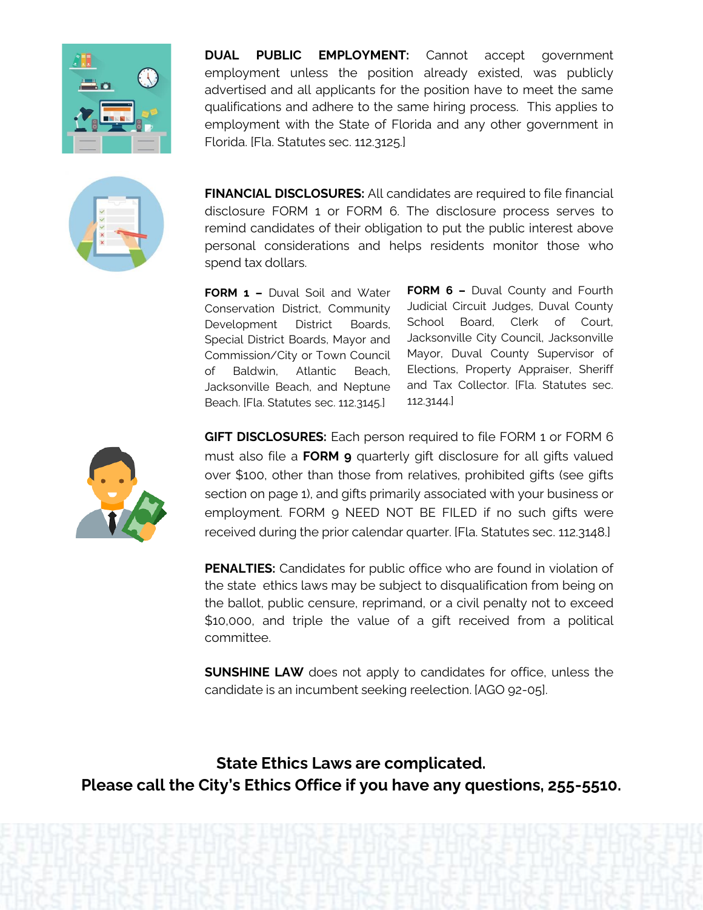**DUAL PUBLIC EMPLOYMENT:** Cannot accept government employment unless the position already existed, was publicly advertised and all applicants for the position have to meet the same qualifications and adhere to the same hiring process. This applies to employment with the State of Florida and any other government in Florida. [Fla. Statutes sec. 112.3125.]

**FINANCIAL DISCLOSURES:** All candidates are required to file financial disclosure FORM 1 or FORM 6. The disclosure process serves to remind candidates of their obligation to put the public interest above personal considerations and helps residents monitor those who spend tax dollars.

**FORM 1 –** Duval Soil and Water Conservation District, Community Development District Boards, Special District Boards, Mayor and Commission/City or Town Council of Baldwin, Atlantic Beach, Jacksonville Beach, and Neptune Beach. [Fla. Statutes sec. 112.3145.]

**FORM 6 –** Duval County and Fourth Judicial Circuit Judges, Duval County School Board, Clerk of Court, Jacksonville City Council, Jacksonville Mayor, Duval County Supervisor of Elections, Property Appraiser, Sheriff and Tax Collector. [Fla. Statutes sec. 112.3144.]

**GIFT DISCLOSURES:** Each person required to file FORM 1 or FORM 6 must also file a **FORM 9** quarterly gift disclosure for all gifts valued over $100, other than those from relatives, prohibited gifts (see gifts section on page 1), and gifts primarily associated with your business or employment. FORM 9 NEED NOT BE FILED if no such gifts were received during the prior calendar quarter. [Fla. Statutes sec. 112.3148.]

**PENALTIES:** Candidates for public office who are found in violation of the state ethics laws may be subject to disqualification from being on the ballot, public censure, reprimand, or a civil penalty not to exceed $10,000, and triple the value of a gift received from a political committee.

**SUNSHINE LAW** does not apply to candidates for office, unless the candidate is an incumbent seeking reelection. [AGO 92-05].

**State Ethics Laws are complicated.**
**Please call the City's Ethics Office if you have any questions, 255-5510.**